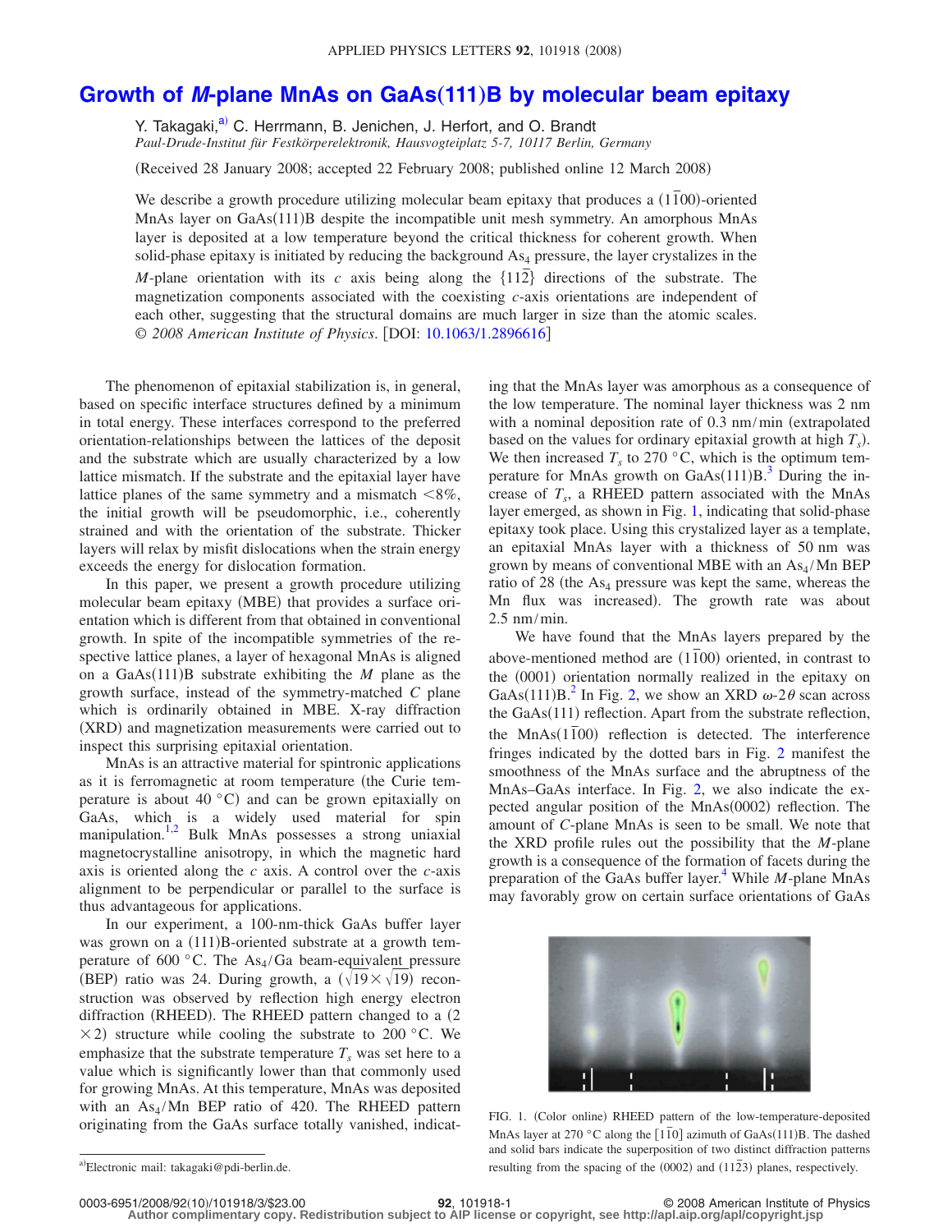# Growth of *M*-plane MnAs on GaAs(111)B by molecular beam epitaxy

Y. Takagaki,[a] C. Herrmann, B. Jenichen, J. Herfort, and O. Brandt

*Paul-Drude-Institut für Festkörperelektronik, Hausvogteiplatz 5-7, 10117 Berlin, Germany*

(Received 28 January 2008; accepted 22 February 2008; published online 12 March 2008)

We describe a growth procedure utilizing molecular beam epitaxy that produces a $(1\bar{1}00)$-oriented MnAs layer on GaAs(111)B despite the incompatible unit mesh symmetry. An amorphous MnAs layer is deposited at a low temperature beyond the critical thickness for coherent growth. When solid-phase epitaxy is initiated by reducing the background $As_4$ pressure, the layer crystalizes in the *M*-plane orientation with its *c* axis being along the $\{11\bar{2}\}$ directions of the substrate. The magnetization components associated with the coexisting *c*-axis orientations are independent of each other, suggesting that the structural domains are much larger in size than the atomic scales. © *2008 American Institute of Physics*. [DOI: 10.1063/1.2896616]

The phenomenon of epitaxial stabilization is, in general, based on specific interface structures defined by a minimum in total energy. These interfaces correspond to the preferred orientation-relationships between the lattices of the deposit and the substrate which are usually characterized by a low lattice mismatch. If the substrate and the epitaxial layer have lattice planes of the same symmetry and a mismatch <8%, the initial growth will be pseudomorphic, i.e., coherently strained and with the orientation of the substrate. Thicker layers will relax by misfit dislocations when the strain energy exceeds the energy for dislocation formation.

In this paper, we present a growth procedure utilizing molecular beam epitaxy (MBE) that provides a surface orientation which is different from that obtained in conventional growth. In spite of the incompatible symmetries of the respective lattice planes, a layer of hexagonal MnAs is aligned on a GaAs(111)B substrate exhibiting the *M* plane as the growth surface, instead of the symmetry-matched *C* plane which is ordinarily obtained in MBE. X-ray diffraction (XRD) and magnetization measurements were carried out to inspect this surprising epitaxial orientation.

MnAs is an attractive material for spintronic applications as it is ferromagnetic at room temperature (the Curie temperature is about 40 °C) and can be grown epitaxially on GaAs, which is a widely used material for spin manipulation.[1,2] Bulk MnAs possesses a strong uniaxial magnetocrystalline anisotropy, in which the magnetic hard axis is oriented along the *c* axis. A control over the *c*-axis alignment to be perpendicular or parallel to the surface is thus advantageous for applications.

In our experiment, a 100-nm-thick GaAs buffer layer was grown on a (111)B-oriented substrate at a growth temperature of 600 °C. The $As_4$/Ga beam-equivalent pressure (BEP) ratio was 24. During growth, a $(\sqrt{19}\times\sqrt{19})$ reconstruction was observed by reflection high energy electron diffraction (RHEED). The RHEED pattern changed to a $(2\times 2)$ structure while cooling the substrate to 200 °C. We emphasize that the substrate temperature $T_s$ was set here to a value which is significantly lower than that commonly used for growing MnAs. At this temperature, MnAs was deposited with an $As_4$/Mn BEP ratio of 420. The RHEED pattern originating from the GaAs surface totally vanished, indicating that the MnAs layer was amorphous as a consequence of the low temperature. The nominal layer thickness was 2 nm with a nominal deposition rate of 0.3 nm/min (extrapolated based on the values for ordinary epitaxial growth at high $T_s$). We then increased $T_s$ to 270 °C, which is the optimum temperature for MnAs growth on GaAs(111)B.[3] During the increase of $T_s$, a RHEED pattern associated with the MnAs layer emerged, as shown in Fig. 1, indicating that solid-phase epitaxy took place. Using this crystalized layer as a template, an epitaxial MnAs layer with a thickness of 50 nm was grown by means of conventional MBE with an $As_4$/Mn BEP ratio of 28 (the $As_4$ pressure was kept the same, whereas the Mn flux was increased). The growth rate was about 2.5 nm/min.

We have found that the MnAs layers prepared by the above-mentioned method are $(1\bar{1}00)$ oriented, in contrast to the (0001) orientation normally realized in the epitaxy on GaAs(111)B.[2] In Fig. 2, we show an XRD $\omega$-$2\theta$ scan across the GaAs(111) reflection. Apart from the substrate reflection, the MnAs$(1\bar{1}00)$ reflection is detected. The interference fringes indicated by the dotted bars in Fig. 2 manifest the smoothness of the MnAs surface and the abruptness of the MnAs–GaAs interface. In Fig. 2, we also indicate the expected angular position of the MnAs(0002) reflection. The amount of *C*-plane MnAs is seen to be small. We note that the XRD profile rules out the possibility that the *M*-plane growth is a consequence of the formation of facets during the preparation of the GaAs buffer layer.[4] While *M*-plane MnAs may favorably grow on certain surface orientations of GaAs

FIG. 1. (Color online) RHEED pattern of the low-temperature-deposited MnAs layer at 270 °C along the $[1\bar{1}0]$ azimuth of GaAs(111)B. The dashed and solid bars indicate the superposition of two distinct diffraction patterns resulting from the spacing of the (0002) and $(11\bar{2}3)$ planes, respectively.

---

[a]Electronic mail: takagaki@pdi-berlin.de.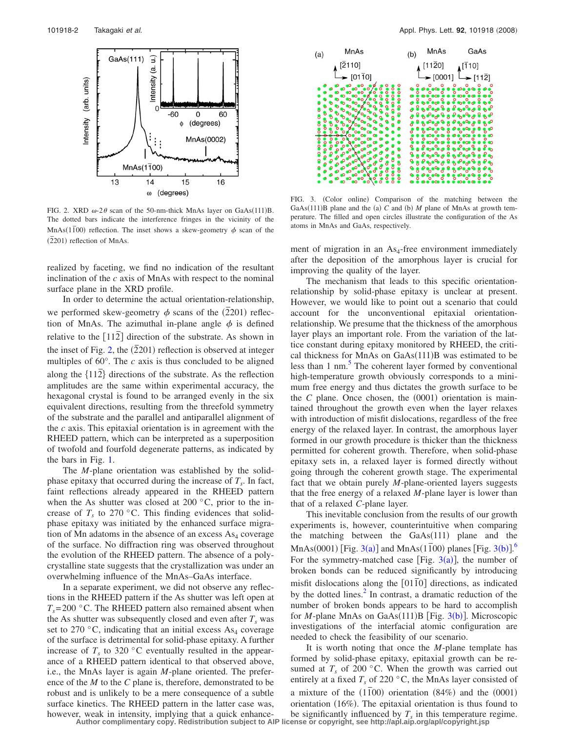FIG. 2. XRD $\omega$-$2\theta$ scan of the 50-nm-thick MnAs layer on GaAs(111)B. The dotted bars indicate the interference fringes in the vicinity of the MnAs($1\bar{1}00$) reflection. The inset shows a skew-geometry $\phi$ scan of the ($\bar{2}201$) reflection of MnAs.

FIG. 3. (Color online) Comparison of the matching between the GaAs(111)B plane and the (a) *C* and (b) *M* plane of MnAs at growth temperature. The filled and open circles illustrate the configuration of the As atoms in MnAs and GaAs, respectively.

realized by faceting, we find no indication of the resultant inclination of the *c* axis of MnAs with respect to the nominal surface plane in the XRD profile.

In order to determine the actual orientation-relationship, we performed skew-geometry $\phi$ scans of the ($\bar{2}201$) reflection of MnAs. The azimuthal in-plane angle $\phi$ is defined relative to the [$11\bar{2}$] direction of the substrate. As shown in the inset of Fig. 2, the ($\bar{2}201$) reflection is observed at integer multiples of 60°. The *c* axis is thus concluded to be aligned along the {$11\bar{2}$} directions of the substrate. As the reflection amplitudes are the same within experimental accuracy, the hexagonal crystal is found to be arranged evenly in the six equivalent directions, resulting from the threefold symmetry of the substrate and the parallel and antiparallel alignment of the *c* axis. This epitaxial orientation is in agreement with the RHEED pattern, which can be interpreted as a superposition of twofold and fourfold degenerate patterns, as indicated by the bars in Fig. 1.

The *M*-plane orientation was established by the solid-phase epitaxy that occurred during the increase of $T_s$. In fact, faint reflections already appeared in the RHEED pattern when the As shutter was closed at 200 °C, prior to the increase of $T_s$ to 270 °C. This finding evidences that solid-phase epitaxy was initiated by the enhanced surface migration of Mn adatoms in the absence of an excess $As_4$ coverage of the surface. No diffraction ring was observed throughout the evolution of the RHEED pattern. The absence of a polycrystalline state suggests that the crystallization was under an overwhelming influence of the MnAs–GaAs interface.

In a separate experiment, we did not observe any reflections in the RHEED pattern if the As shutter was left open at $T_s$=200 °C. The RHEED pattern also remained absent when the As shutter was subsequently closed and even after $T_s$ was set to 270 °C, indicating that an initial excess $As_4$ coverage of the surface is detrimental for solid-phase epitaxy. A further increase of $T_s$ to 320 °C eventually resulted in the appearance of a RHEED pattern identical to that observed above, i.e., the MnAs layer is again *M*-plane oriented. The preference of the *M* to the *C* plane is, therefore, demonstrated to be robust and is unlikely to be a mere consequence of a subtle surface kinetics. The RHEED pattern in the latter case was, however, weak in intensity, implying that a quick enhancement of migration in an $As_4$-free environment immediately after the deposition of the amorphous layer is crucial for improving the quality of the layer.

The mechanism that leads to this specific orientation-relationship by solid-phase epitaxy is unclear at present. However, we would like to point out a scenario that could account for the unconventional epitaxial orientation-relationship. We presume that the thickness of the amorphous layer plays an important role. From the variation of the lattice constant during epitaxy monitored by RHEED, the critical thickness for MnAs on GaAs(111)B was estimated to be less than 1 nm.[5] The coherent layer formed by conventional high-temperature growth obviously corresponds to a minimum free energy and thus dictates the growth surface to be the *C* plane. Once chosen, the (0001) orientation is maintained throughout the growth even when the layer relaxes with introduction of misfit dislocations, regardless of the free energy of the relaxed layer. In contrast, the amorphous layer formed in our growth procedure is thicker than the thickness permitted for coherent growth. Therefore, when solid-phase epitaxy sets in, a relaxed layer is formed directly without going through the coherent growth stage. The experimental fact that we obtain purely *M*-plane-oriented layers suggests that the free energy of a relaxed *M*-plane layer is lower than that of a relaxed *C*-plane layer.

This inevitable conclusion from the results of our growth experiments is, however, counterintuitive when comparing the matching between the GaAs(111) plane and the MnAs(0001) [Fig. 3(a)] and MnAs($1\bar{1}00$) planes [Fig. 3(b)].[6] For the symmetry-matched case [Fig. 3(a)], the number of broken bonds can be reduced significantly by introducing misfit dislocations along the [$01\bar{1}0$] directions, as indicated by the dotted lines.[2] In contrast, a dramatic reduction of the number of broken bonds appears to be hard to accomplish for *M*-plane MnAs on GaAs(111)B [Fig. 3(b)]. Microscopic investigations of the interfacial atomic configuration are needed to check the feasibility of our scenario.

It is worth noting that once the *M*-plane template has formed by solid-phase epitaxy, epitaxial growth can be resumed at $T_s$ of 200 °C. When the growth was carried out entirely at a fixed $T_s$ of 220 °C, the MnAs layer consisted of a mixture of the ($1\bar{1}00$) orientation (84%) and the (0001) orientation (16%). The epitaxial orientation is thus found to be significantly influenced by $T_s$ in this temperature regime.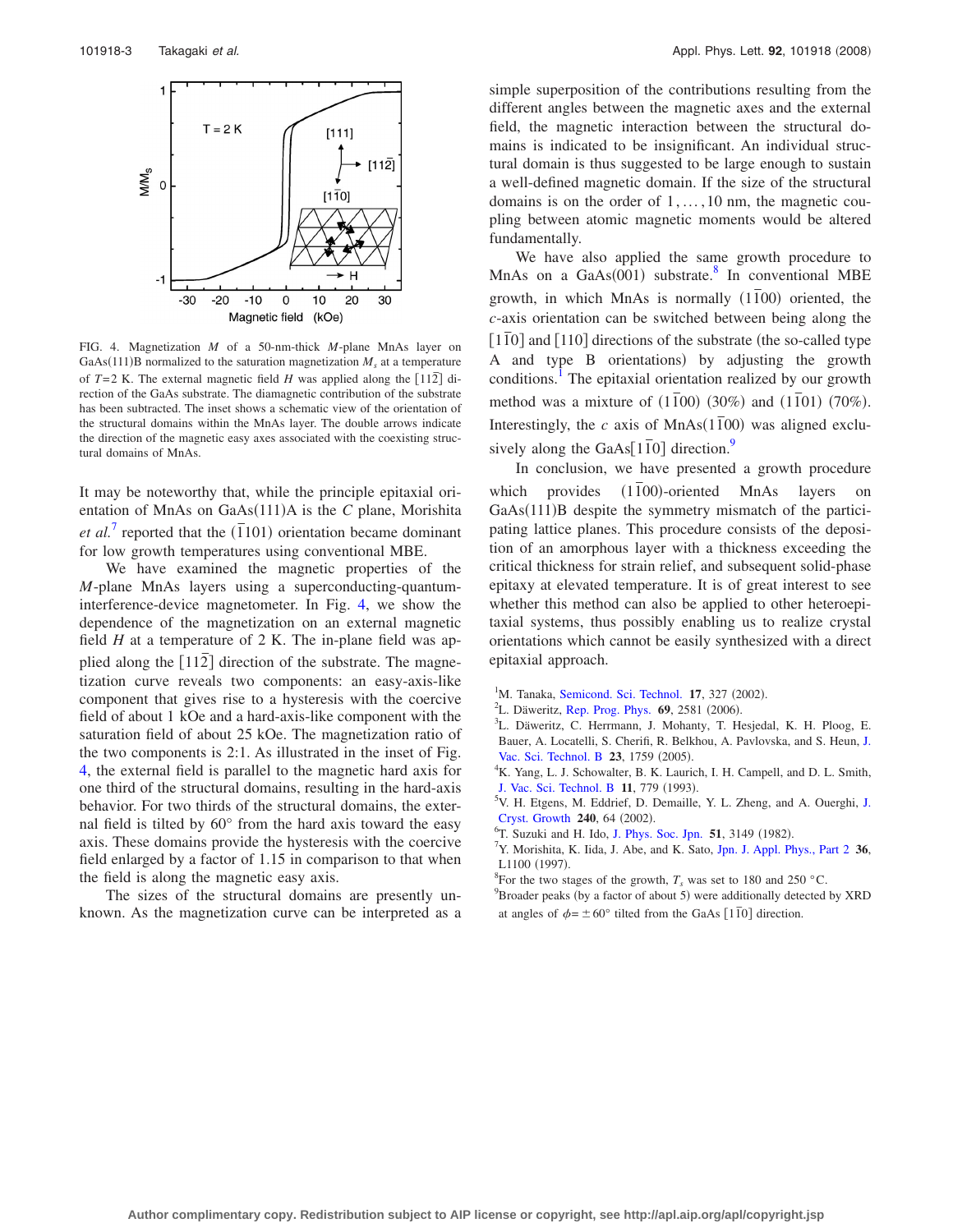T = 2 K

[111]

[11$\bar{2}$]

[1$\bar{1}$0]

H

M/M$_s$

1

0

-1

-30 -20 -10 0 10 20 30

Magnetic field (kOe)

FIG. 4. Magnetization $M$ of a 50-nm-thick $M$-plane MnAs layer on GaAs(111)B normalized to the saturation magnetization $M_s$ at a temperature of $T$=2 K. The external magnetic field $H$ was applied along the [11$\bar{2}$] direction of the GaAs substrate. The diamagnetic contribution of the substrate has been subtracted. The inset shows a schematic view of the orientation of the structural domains within the MnAs layer. The double arrows indicate the direction of the magnetic easy axes associated with the coexisting structural domains of MnAs.

It may be noteworthy that, while the principle epitaxial orientation of MnAs on GaAs(111)A is the $C$ plane, Morishita *et al.*[7] reported that the ($\bar{1}$101) orientation became dominant for low growth temperatures using conventional MBE.

We have examined the magnetic properties of the $M$-plane MnAs layers using a superconducting-quantum-interference-device magnetometer. In Fig. 4, we show the dependence of the magnetization on an external magnetic field $H$ at a temperature of 2 K. The in-plane field was applied along the [11$\bar{2}$] direction of the substrate. The magnetization curve reveals two components: an easy-axis-like component that gives rise to a hysteresis with the coercive field of about 1 kOe and a hard-axis-like component with the saturation field of about 25 kOe. The magnetization ratio of the two components is 2:1. As illustrated in the inset of Fig. 4, the external field is parallel to the magnetic hard axis for one third of the structural domains, resulting in the hard-axis behavior. For two thirds of the structural domains, the external field is tilted by 60° from the hard axis toward the easy axis. These domains provide the hysteresis with the coercive field enlarged by a factor of 1.15 in comparison to that when the field is along the magnetic easy axis.

The sizes of the structural domains are presently unknown. As the magnetization curve can be interpreted as a simple superposition of the contributions resulting from the different angles between the magnetic axes and the external field, the magnetic interaction between the structural domains is indicated to be insignificant. An individual structural domain is thus suggested to be large enough to sustain a well-defined magnetic domain. If the size of the structural domains is on the order of 1, ..., 10 nm, the magnetic coupling between atomic magnetic moments would be altered fundamentally.

We have also applied the same growth procedure to MnAs on a GaAs(001) substrate.[8] In conventional MBE growth, in which MnAs is normally (1$\bar{1}$00) oriented, the $c$-axis orientation can be switched between being along the [1$\bar{1}$0] and [110] directions of the substrate (the so-called type A and type B orientations) by adjusting the growth conditions.[1] The epitaxial orientation realized by our growth method was a mixture of (1$\bar{1}$00) (30%) and (1$\bar{1}$01) (70%). Interestingly, the $c$ axis of MnAs(1$\bar{1}$00) was aligned exclusively along the GaAs[1$\bar{1}$0] direction.[9]

In conclusion, we have presented a growth procedure which provides (1$\bar{1}$00)-oriented MnAs layers on GaAs(111)B despite the symmetry mismatch of the participating lattice planes. This procedure consists of the deposition of an amorphous layer with a thickness exceeding the critical thickness for strain relief, and subsequent solid-phase epitaxy at elevated temperature. It is of great interest to see whether this method can also be applied to other heteroepitaxial systems, thus possibly enabling us to realize crystal orientations which cannot be easily synthesized with a direct epitaxial approach.

[1] M. Tanaka, Semicond. Sci. Technol. **17**, 327 (2002).

[2] L. Däweritz, Rep. Prog. Phys. **69**, 2581 (2006).

[3] L. Däweritz, C. Herrmann, J. Mohanty, T. Hesjedal, K. H. Ploog, E. Bauer, A. Locatelli, S. Cherifi, R. Belkhou, A. Pavlovska, and S. Heun, J. Vac. Sci. Technol. B **23**, 1759 (2005).

[4] K. Yang, L. J. Schowalter, B. K. Laurich, I. H. Campell, and D. L. Smith, J. Vac. Sci. Technol. B **11**, 779 (1993).

[5] V. H. Etgens, M. Eddrief, D. Demaille, Y. L. Zheng, and A. Ouerghi, J. Cryst. Growth **240**, 64 (2002).

[6] T. Suzuki and H. Ido, J. Phys. Soc. Jpn. **51**, 3149 (1982).

[7] Y. Morishita, K. Iida, J. Abe, and K. Sato, Jpn. J. Appl. Phys., Part 2 **36**, L1100 (1997).

[8] For the two stages of the growth, $T_s$ was set to 180 and 250 °C.

[9] Broader peaks (by a factor of about 5) were additionally detected by XRD at angles of $\phi = \pm 60°$ tilted from the GaAs [1$\bar{1}$0] direction.